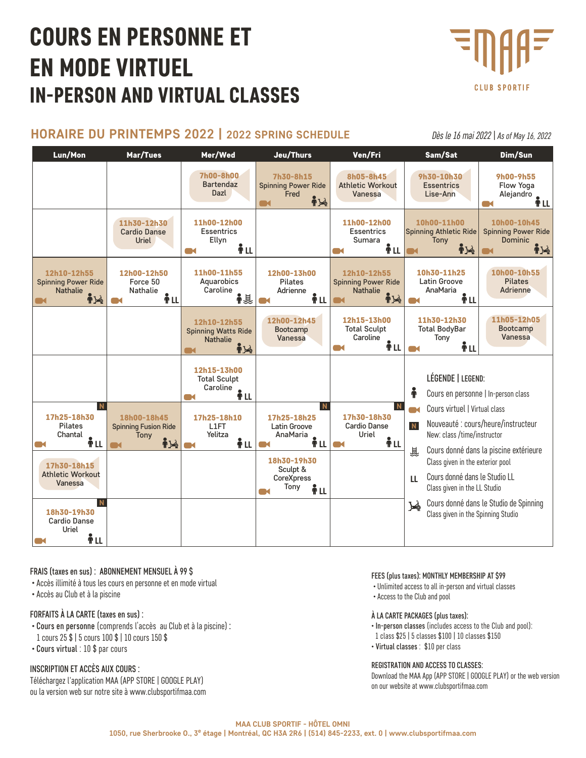# COURS EN PERSONNE ET EN MODE VIRTUEL
# IN-PERSON AND VIRTUAL CLASSES

MAA CLUB SPORTIF

## HORAIRE DU PRINTEMPS 2022 | 2022 SPRING SCHEDULE

*Dès le 16 mai 2022 | As of May 16, 2022*

| Lun/Mon | Mar/Tues | Mer/Wed | Jeu/Thurs | Ven/Fri | Sam/Sat | Dim/Sun |
|---|---|---|---|---|---|---|
| | | 7h00-8h00 Bartendaz Dazl | 7h30-8h15 Spinning Power Ride Fred (Virtual, In-person, Spinning Studio) | 8h05-8h45 Athletic Workout Vanessa | 9h30-10h30 Essentrics Lise-Ann | 9h00-9h55 Flow Yoga Alejandro (Virtual, In-person, LL) |
| | 11h30-12h30 Cardio Danse Uriel | 11h00-12h00 Essentrics Ellyn (Virtual, In-person, LL) | | 11h00-12h00 Essentrics Sumara (Virtual, In-person, LL) | 10h00-11h00 Spinning Athletic Ride Tony (Virtual, In-person, Spinning Studio) | 10h00-10h45 Spinning Power Ride Dominic (Virtual, In-person, Spinning Studio) |
| 12h10-12h55 Spinning Power Ride Nathalie (Virtual, In-person, Spinning Studio) | 12h00-12h50 Force 50 Nathalie (Virtual, In-person, LL) | 11h00-11h55 Aquarobics Caroline (In-person, Pool) | 12h00-13h00 Pilates Adrienne (Virtual, In-person, LL) | 12h10-12h55 Spinning Power Ride Nathalie (Virtual, In-person, Spinning Studio) | 10h30-11h25 Latin Groove AnaMaria (Virtual, In-person, LL) | 10h00-10h55 Pilates Adrienne |
| | | 12h10-12h55 Spinning Watts Ride Nathalie (Virtual, In-person, Spinning Studio) | 12h00-12h45 Bootcamp Vanessa | 12h15-13h00 Total Sculpt Caroline (Virtual, In-person, LL) | 11h30-12h30 Total BodyBar Tony (Virtual, In-person, LL) | 11h05-12h05 Bootcamp Vanessa |
| | | 12h15-13h00 Total Sculpt Caroline (Virtual, In-person, LL) | | | | |
| N 17h25-18h30 Pilates Chantal (Virtual, In-person, LL) | 18h00-18h45 Spinning Fusion Ride Tony (Virtual, In-person, Spinning Studio) | 17h25-18h10 L1FT Yelitza (Virtual, In-person, LL) | N 17h25-18h25 Latin Groove AnaMaria (Virtual, In-person, LL) | N 17h30-18h30 Cardio Danse Uriel (Virtual, In-person, LL) | | |
| 17h30-18h15 Athletic Workout Vanessa | | | 18h30-19h30 Sculpt & CoreXpress Tony (Virtual, In-person, LL) | | | |
| N 18h30-19h30 Cardio Danse Uriel (Virtual, In-person, LL) | | | | | | |

**LÉGENDE | LEGEND:**

- Cours en personne | In-person class
- Cours virtuel | Virtual class
- N — Nouveauté : cours/heure/instructeur | New: class /time/instructor
- Cours donné dans la piscine extérieure | Class given in the exterior pool
- LL — Cours donné dans le Studio LL | Class given in the LL Studio
- Cours donné dans le Studio de Spinning | Class given in the Spinning Studio

**FRAIS (taxes en sus) : ABONNEMENT MENSUEL À 99 $**
- Accès illimité à tous les cours en personne et en mode virtual
- Accès au Club et à la piscine

**FORFAITS À LA CARTE (taxes en sus) :**
- **Cours en personne** (comprends l'accès au Club et à la piscine) : 1 cours 25 $ | 5 cours 100 $ | 10 cours 150 $
- **Cours virtual** : 10 $ par cours

**INSCRIPTION ET ACCÈS AUX COURS :**
Téléchargez l'application MAA (APP STORE | GOOGLE PLAY) ou la version web sur notre site à www.clubsportifmaa.com

**FEES (plus taxes): MONTHLY MEMBERSHIP AT $99**
- Unlimited access to all in-person and virtual classes
- Access to the Club and pool

**À LA CARTE PACKAGES (plus taxes):**
- **In-person classes** (includes access to the Club and pool): 1 class $25 | 5 classes $100 | 10 classes $150
- **Virtual classes** : $10 per class

**REGISTRATION AND ACCESS TO CLASSES:**
Download the MAA App (APP STORE | GOOGLE PLAY) or the web version on our website at www.clubsportifmaa.com

**MAA CLUB SPORTIF - HÔTEL OMNI**
1050, rue Sherbrooke O., 3e étage | Montréal, QC H3A 2R6 | (514) 845-2233, ext. 0 | www.clubsportifmaa.com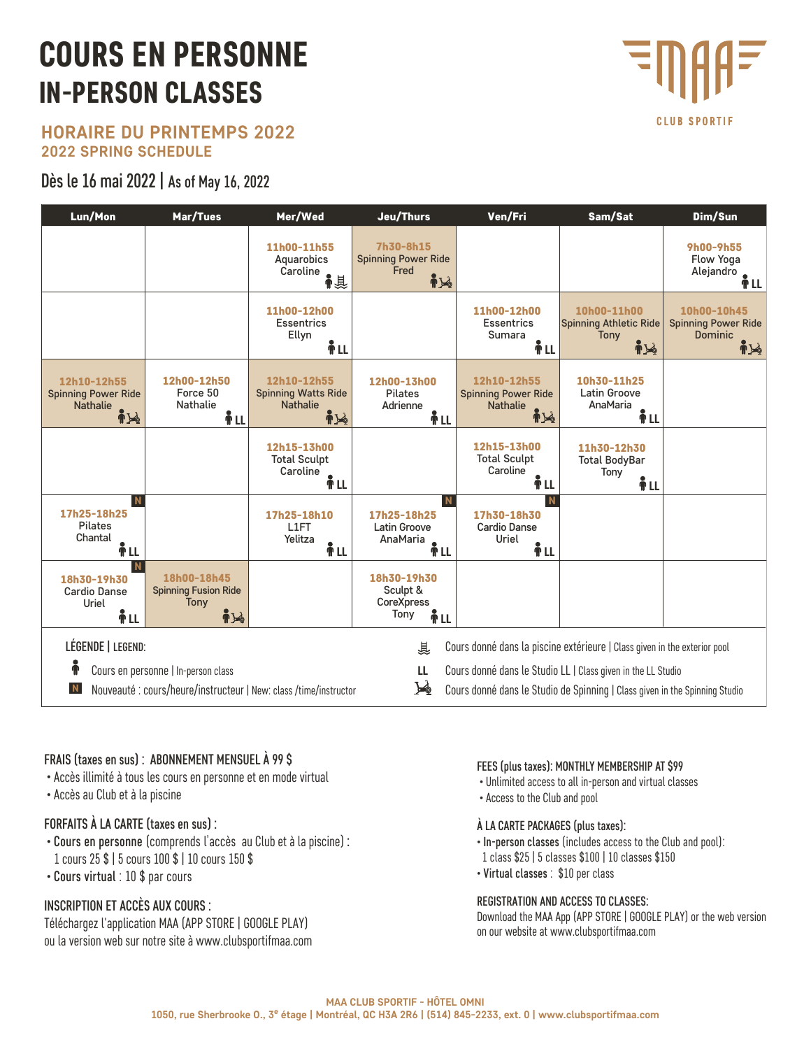# COURS EN PERSONNE
# IN-PERSON CLASSES

MAA
CLUB SPORTIF

## HORAIRE DU PRINTEMPS 2022
### 2022 SPRING SCHEDULE

**Dès le 16 mai 2022 | As of May 16, 2022**

| Lun/Mon | Mar/Tues | Mer/Wed | Jeu/Thurs | Ven/Fri | Sam/Sat | Dim/Sun |
|---|---|---|---|---|---|---|
| | | **11h00-11h55** Aquarobics Caroline | **7h30-8h15** Spinning Power Ride Fred | | | **9h00-9h55** Flow Yoga Alejandro LL |
| | | **11h00-12h00** Essentrics Ellyn LL | | **11h00-12h00** Essentrics Sumara LL | **10h00-11h00** Spinning Athletic Ride Tony | **10h00-10h45** Spinning Power Ride Dominic |
| **12h10-12h55** Spinning Power Ride Nathalie | **12h00-12h50** Force 50 Nathalie LL | **12h10-12h55** Spinning Watts Ride Nathalie | **12h00-13h00** Pilates Adrienne LL | **12h10-12h55** Spinning Power Ride Nathalie | **10h30-11h25** Latin Groove AnaMaria LL | |
| | | **12h15-13h00** Total Sculpt Caroline LL | | **12h15-13h00** Total Sculpt Caroline LL | **11h30-12h30** Total BodyBar Tony LL | |
| N **17h25-18h25** Pilates Chantal LL | | **17h25-18h10** L1FT Yelitza LL | N **17h25-18h25** Latin Groove AnaMaria LL | N **17h30-18h30** Cardio Danse Uriel LL | | |
| N **18h30-19h30** Cardio Danse Uriel LL | **18h00-18h45** Spinning Fusion Ride Tony | | **18h30-19h30** Sculpt & CoreXpress Tony LL | | | |

**LÉGENDE | LEGEND:**

- Cours en personne | In-person class
- N : Nouveauté : cours/heure/instructeur | New: class /time/instructor
- Cours donné dans la piscine extérieure | Class given in the exterior pool
- LL : Cours donné dans le Studio LL | Class given in the LL Studio
- Cours donné dans le Studio de Spinning | Class given in the Spinning Studio

**FRAIS (taxes en sus) : ABONNEMENT MENSUEL À 99 $**
- Accès illimité à tous les cours en personne et en mode virtual
- Accès au Club et à la piscine

**FORFAITS À LA CARTE (taxes en sus) :**
- **Cours en personne** (comprends l'accès au Club et à la piscine) :
  1 cours 25 $ | 5 cours 100 $ | 10 cours 150 $
- **Cours virtual** : 10 $ par cours

**INSCRIPTION ET ACCÈS AUX COURS :**
Téléchargez l'application MAA (APP STORE | GOOGLE PLAY) ou la version web sur notre site à www.clubsportifmaa.com

**FEES (plus taxes): MONTHLY MEMBERSHIP AT $99**
- Unlimited access to all in-person and virtual classes
- Access to the Club and pool

**À LA CARTE PACKAGES (plus taxes):**
- **In-person classes** (includes access to the Club and pool):
  1 class $25 | 5 classes $100 | 10 classes $150
- **Virtual classes** : $10 per class

**REGISTRATION AND ACCESS TO CLASSES:**
Download the MAA App (APP STORE | GOOGLE PLAY) or the web version on our website at www.clubsportifmaa.com

**MAA CLUB SPORTIF - HÔTEL OMNI**
**1050, rue Sherbrooke O., 3e étage | Montréal, QC H3A 2R6 | (514) 845-2233, ext. 0 | www.clubsportifmaa.com**